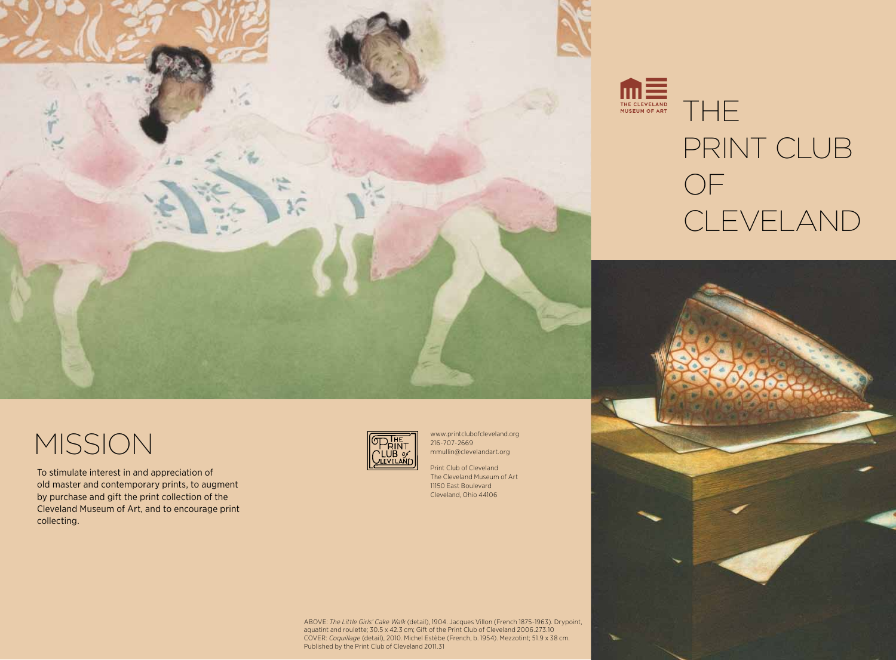# THE PRINT CLUB OF CLEVELAND

THE CLEVELAND MUSEUM OF ART

## MISSION

To stimulate interest in and appreciation of old master and contemporary prints, to augment by purchase and gift the print collection of the Cleveland Museum of Art, and to encourage print collecting.

THE PRINT CLUB of CLEVELAND

www.printclubofcleveland.org
216-707-2669
mmullin@clevelandart.org

Print Club of Cleveland
The Cleveland Museum of Art
11150 East Boulevard
Cleveland, Ohio 44106

ABOVE: *The Little Girls' Cake Walk* (detail), 1904. Jacques Villon (French 1875-1963). Drypoint, aquatint and roulette; 30.5 x 42.3 cm; Gift of the Print Club of Cleveland 2006.273.10
COVER: *Coquillage* (detail), 2010. Michel Estèbe (French, b. 1954). Mezzotint; 51.9 x 38 cm. Published by the Print Club of Cleveland 2011.31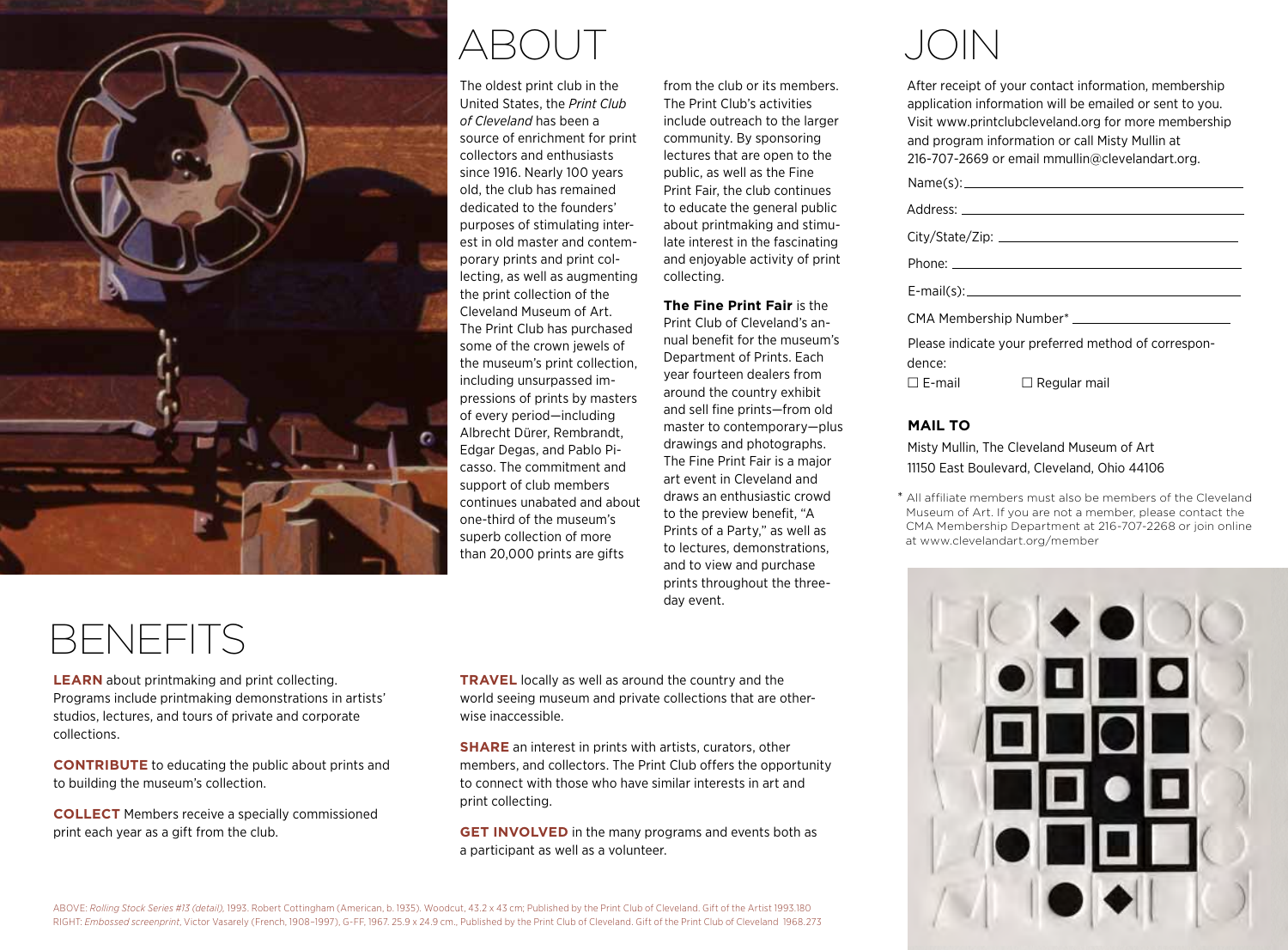# ABOUT

The oldest print club in the United States, the *Print Club of Cleveland* has been a source of enrichment for print collectors and enthusiasts since 1916. Nearly 100 years old, the club has remained dedicated to the founders' purposes of stimulating interest in old master and contemporary prints and print collecting, as well as augmenting the print collection of the Cleveland Museum of Art. The Print Club has purchased some of the crown jewels of the museum's print collection, including unsurpassed impressions of prints by masters of every period—including Albrecht Dürer, Rembrandt, Edgar Degas, and Pablo Picasso. The commitment and support of club members continues unabated and about one-third of the museum's superb collection of more than 20,000 prints are gifts from the club or its members. The Print Club's activities include outreach to the larger community. By sponsoring lectures that are open to the public, as well as the Fine Print Fair, the club continues to educate the general public about printmaking and stimulate interest in the fascinating and enjoyable activity of print collecting.

**The Fine Print Fair** is the Print Club of Cleveland's annual benefit for the museum's Department of Prints. Each year fourteen dealers from around the country exhibit and sell fine prints—from old master to contemporary—plus drawings and photographs. The Fine Print Fair is a major art event in Cleveland and draws an enthusiastic crowd to the preview benefit, "A Prints of a Party," as well as to lectures, demonstrations, and to view and purchase prints throughout the three-day event.

# JOIN

After receipt of your contact information, membership application information will be emailed or sent to you. Visit www.printclubcleveland.org for more membership and program information or call Misty Mullin at 216-707-2669 or email mmullin@clevelandart.org.

Name(s): ______________________________

Address: ______________________________

City/State/Zip: ______________________________

Phone: ______________________________

E-mail(s): ______________________________

CMA Membership Number* ____________________

Please indicate your preferred method of correspondence:

☐ E-mail ☐ Regular mail

**MAIL TO**

Misty Mullin, The Cleveland Museum of Art
11150 East Boulevard, Cleveland, Ohio 44106

\* All affiliate members must also be members of the Cleveland Museum of Art. If you are not a member, please contact the CMA Membership Department at 216-707-2268 or join online at www.clevelandart.org/member

# BENEFITS

**LEARN** about printmaking and print collecting. Programs include printmaking demonstrations in artists' studios, lectures, and tours of private and corporate collections.

**CONTRIBUTE** to educating the public about prints and to building the museum's collection.

**COLLECT** Members receive a specially commissioned print each year as a gift from the club.

**TRAVEL** locally as well as around the country and the world seeing museum and private collections that are otherwise inaccessible.

**SHARE** an interest in prints with artists, curators, other members, and collectors. The Print Club offers the opportunity to connect with those who have similar interests in art and print collecting.

**GET INVOLVED** in the many programs and events both as a participant as well as a volunteer.

ABOVE: *Rolling Stock Series #13 (detail)*, 1993. Robert Cottingham (American, b. 1935). Woodcut, 43.2 x 43 cm; Published by the Print Club of Cleveland. Gift of the Artist 1993.180
RIGHT: *Embossed screenprint*, Victor Vasarely (French, 1908–1997), G-FF, 1967. 25.9 x 24.9 cm., Published by the Print Club of Cleveland. Gift of the Print Club of Cleveland 1968.273